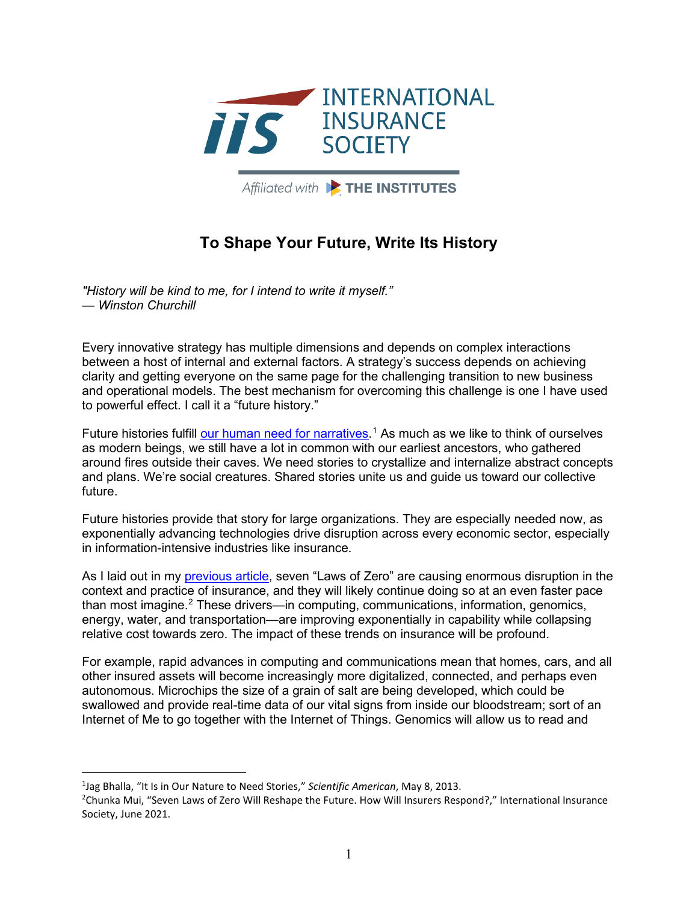INTERNATIONAL INSURANCE SOCIETY

Affiliated with THE INSTITUTES

# To Shape Your Future, Write Its History

*"History will be kind to me, for I intend to write it myself."*
*— Winston Churchill*

Every innovative strategy has multiple dimensions and depends on complex interactions between a host of internal and external factors. A strategy's success depends on achieving clarity and getting everyone on the same page for the challenging transition to new business and operational models. The best mechanism for overcoming this challenge is one I have used to powerful effect. I call it a "future history."

Future histories fulfill our human need for narratives.[1] As much as we like to think of ourselves as modern beings, we still have a lot in common with our earliest ancestors, who gathered around fires outside their caves. We need stories to crystallize and internalize abstract concepts and plans. We're social creatures. Shared stories unite us and guide us toward our collective future.

Future histories provide that story for large organizations. They are especially needed now, as exponentially advancing technologies drive disruption across every economic sector, especially in information-intensive industries like insurance.

As I laid out in my previous article, seven "Laws of Zero" are causing enormous disruption in the context and practice of insurance, and they will likely continue doing so at an even faster pace than most imagine.[2] These drivers—in computing, communications, information, genomics, energy, water, and transportation—are improving exponentially in capability while collapsing relative cost towards zero. The impact of these trends on insurance will be profound.

For example, rapid advances in computing and communications mean that homes, cars, and all other insured assets will become increasingly more digitalized, connected, and perhaps even autonomous. Microchips the size of a grain of salt are being developed, which could be swallowed and provide real-time data of our vital signs from inside our bloodstream; sort of an Internet of Me to go together with the Internet of Things. Genomics will allow us to read and

---

[1]Jag Bhalla, "It Is in Our Nature to Need Stories," *Scientific American*, May 8, 2013.

[2]Chunka Mui, "Seven Laws of Zero Will Reshape the Future. How Will Insurers Respond?," International Insurance Society, June 2021.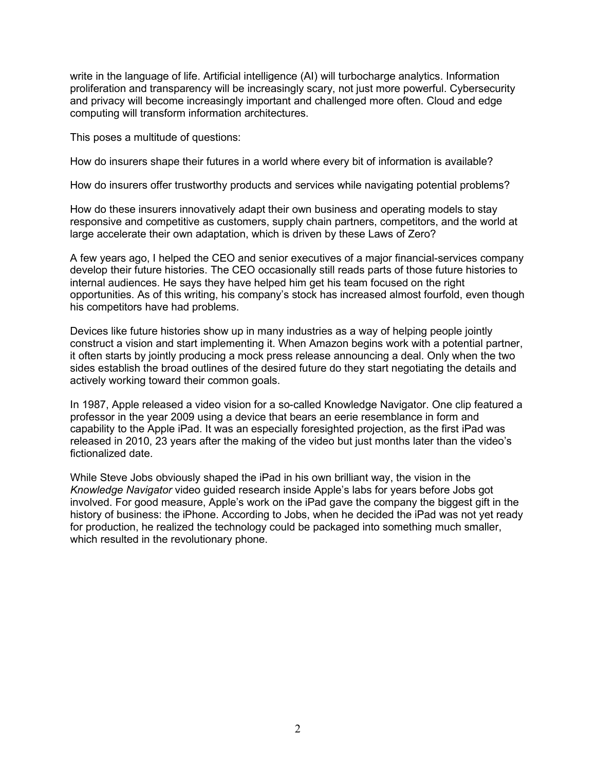write in the language of life. Artificial intelligence (AI) will turbocharge analytics. Information proliferation and transparency will be increasingly scary, not just more powerful. Cybersecurity and privacy will become increasingly important and challenged more often. Cloud and edge computing will transform information architectures.

This poses a multitude of questions:

How do insurers shape their futures in a world where every bit of information is available?

How do insurers offer trustworthy products and services while navigating potential problems?

How do these insurers innovatively adapt their own business and operating models to stay responsive and competitive as customers, supply chain partners, competitors, and the world at large accelerate their own adaptation, which is driven by these Laws of Zero?

A few years ago, I helped the CEO and senior executives of a major financial-services company develop their future histories. The CEO occasionally still reads parts of those future histories to internal audiences. He says they have helped him get his team focused on the right opportunities. As of this writing, his company's stock has increased almost fourfold, even though his competitors have had problems.

Devices like future histories show up in many industries as a way of helping people jointly construct a vision and start implementing it. When Amazon begins work with a potential partner, it often starts by jointly producing a mock press release announcing a deal. Only when the two sides establish the broad outlines of the desired future do they start negotiating the details and actively working toward their common goals.

In 1987, Apple released a video vision for a so-called Knowledge Navigator. One clip featured a professor in the year 2009 using a device that bears an eerie resemblance in form and capability to the Apple iPad. It was an especially foresighted projection, as the first iPad was released in 2010, 23 years after the making of the video but just months later than the video's fictionalized date.

While Steve Jobs obviously shaped the iPad in his own brilliant way, the vision in the *Knowledge Navigator* video guided research inside Apple's labs for years before Jobs got involved. For good measure, Apple's work on the iPad gave the company the biggest gift in the history of business: the iPhone. According to Jobs, when he decided the iPad was not yet ready for production, he realized the technology could be packaged into something much smaller, which resulted in the revolutionary phone.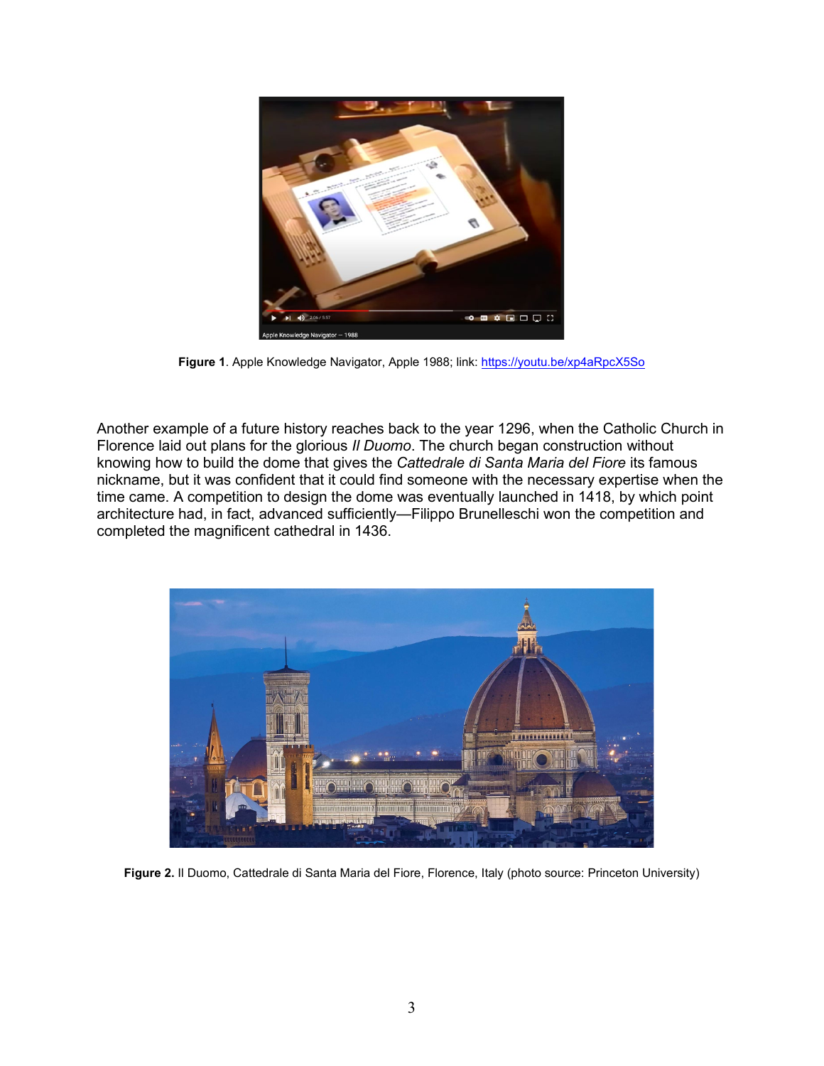**Figure 1**. Apple Knowledge Navigator, Apple 1988; link: [https://youtu.be/xp4aRpcX5So](https://youtu.be/xp4aRpcX5So)

Another example of a future history reaches back to the year 1296, when the Catholic Church in Florence laid out plans for the glorious *Il Duomo*. The church began construction without knowing how to build the dome that gives the *Cattedrale di Santa Maria del Fiore* its famous nickname, but it was confident that it could find someone with the necessary expertise when the time came. A competition to design the dome was eventually launched in 1418, by which point architecture had, in fact, advanced sufficiently—Filippo Brunelleschi won the competition and completed the magnificent cathedral in 1436.

**Figure 2.** Il Duomo, Cattedrale di Santa Maria del Fiore, Florence, Italy (photo source: Princeton University)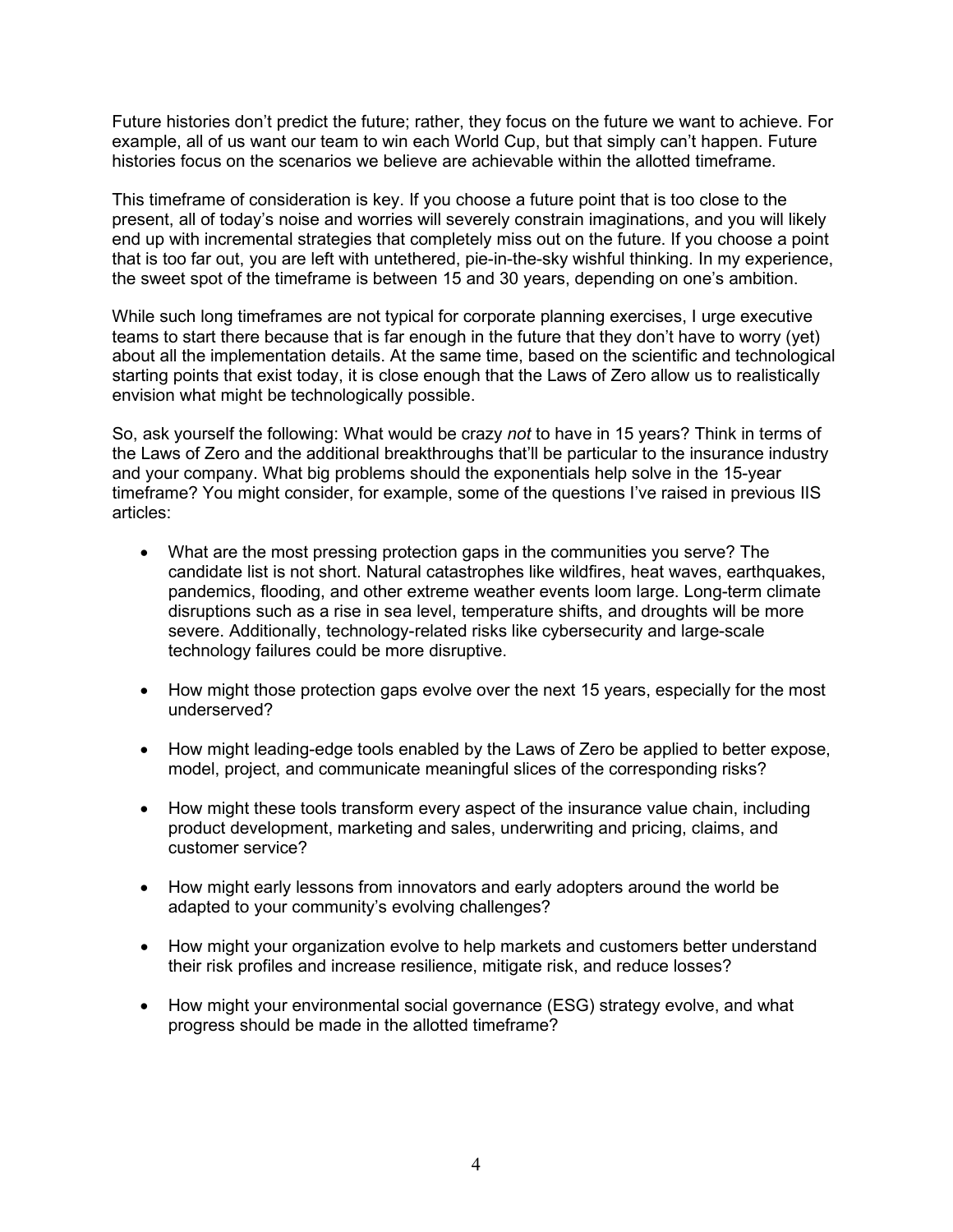Future histories don't predict the future; rather, they focus on the future we want to achieve. For example, all of us want our team to win each World Cup, but that simply can't happen. Future histories focus on the scenarios we believe are achievable within the allotted timeframe.

This timeframe of consideration is key. If you choose a future point that is too close to the present, all of today's noise and worries will severely constrain imaginations, and you will likely end up with incremental strategies that completely miss out on the future. If you choose a point that is too far out, you are left with untethered, pie-in-the-sky wishful thinking. In my experience, the sweet spot of the timeframe is between 15 and 30 years, depending on one's ambition.

While such long timeframes are not typical for corporate planning exercises, I urge executive teams to start there because that is far enough in the future that they don't have to worry (yet) about all the implementation details. At the same time, based on the scientific and technological starting points that exist today, it is close enough that the Laws of Zero allow us to realistically envision what might be technologically possible.

So, ask yourself the following: What would be crazy *not* to have in 15 years? Think in terms of the Laws of Zero and the additional breakthroughs that'll be particular to the insurance industry and your company. What big problems should the exponentials help solve in the 15-year timeframe? You might consider, for example, some of the questions I've raised in previous IIS articles:

- What are the most pressing protection gaps in the communities you serve? The candidate list is not short. Natural catastrophes like wildfires, heat waves, earthquakes, pandemics, flooding, and other extreme weather events loom large. Long-term climate disruptions such as a rise in sea level, temperature shifts, and droughts will be more severe. Additionally, technology-related risks like cybersecurity and large-scale technology failures could be more disruptive.

- How might those protection gaps evolve over the next 15 years, especially for the most underserved?

- How might leading-edge tools enabled by the Laws of Zero be applied to better expose, model, project, and communicate meaningful slices of the corresponding risks?

- How might these tools transform every aspect of the insurance value chain, including product development, marketing and sales, underwriting and pricing, claims, and customer service?

- How might early lessons from innovators and early adopters around the world be adapted to your community's evolving challenges?

- How might your organization evolve to help markets and customers better understand their risk profiles and increase resilience, mitigate risk, and reduce losses?

- How might your environmental social governance (ESG) strategy evolve, and what progress should be made in the allotted timeframe?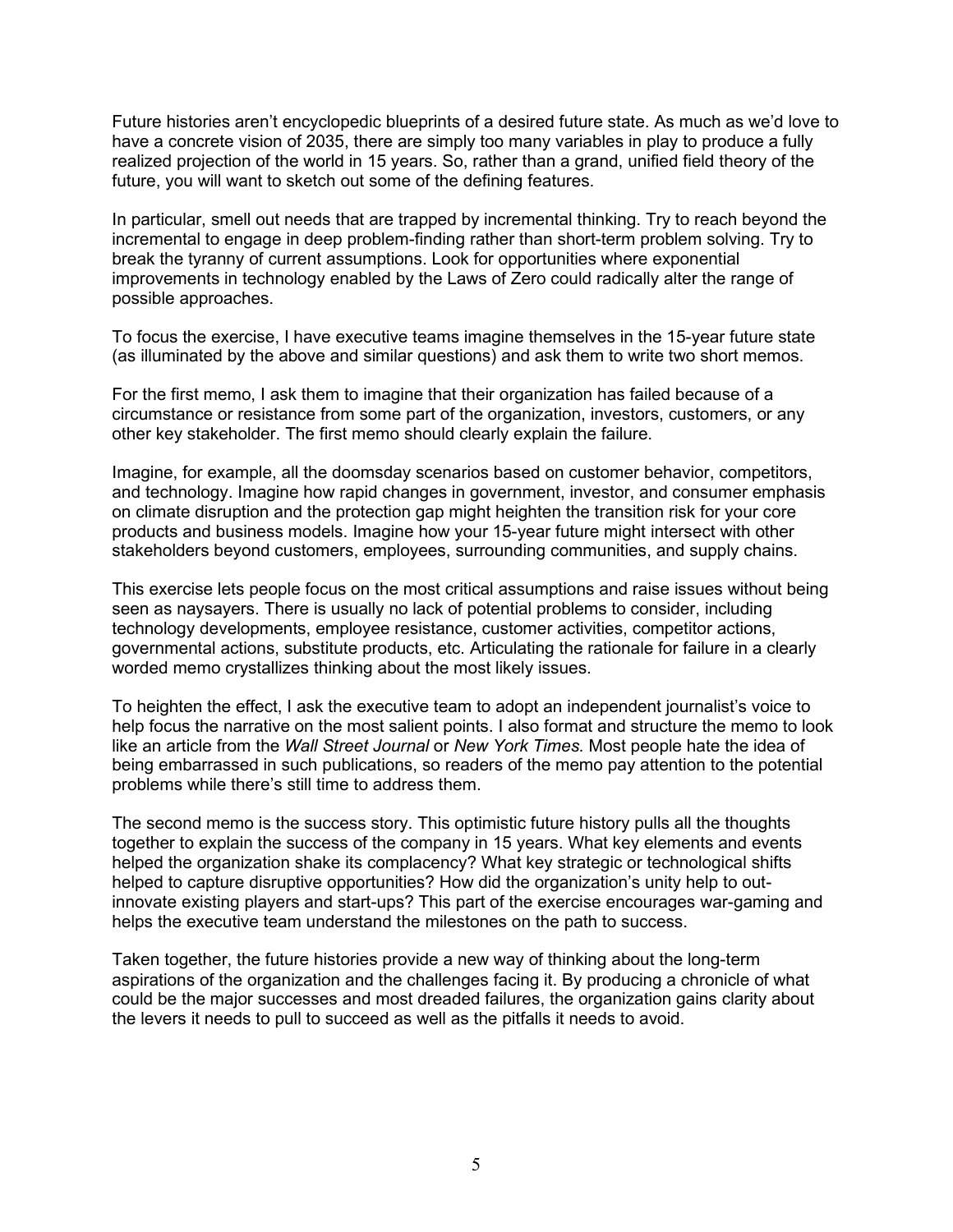Future histories aren't encyclopedic blueprints of a desired future state. As much as we'd love to have a concrete vision of 2035, there are simply too many variables in play to produce a fully realized projection of the world in 15 years. So, rather than a grand, unified field theory of the future, you will want to sketch out some of the defining features.

In particular, smell out needs that are trapped by incremental thinking. Try to reach beyond the incremental to engage in deep problem-finding rather than short-term problem solving. Try to break the tyranny of current assumptions. Look for opportunities where exponential improvements in technology enabled by the Laws of Zero could radically alter the range of possible approaches.

To focus the exercise, I have executive teams imagine themselves in the 15-year future state (as illuminated by the above and similar questions) and ask them to write two short memos.

For the first memo, I ask them to imagine that their organization has failed because of a circumstance or resistance from some part of the organization, investors, customers, or any other key stakeholder. The first memo should clearly explain the failure.

Imagine, for example, all the doomsday scenarios based on customer behavior, competitors, and technology. Imagine how rapid changes in government, investor, and consumer emphasis on climate disruption and the protection gap might heighten the transition risk for your core products and business models. Imagine how your 15-year future might intersect with other stakeholders beyond customers, employees, surrounding communities, and supply chains.

This exercise lets people focus on the most critical assumptions and raise issues without being seen as naysayers. There is usually no lack of potential problems to consider, including technology developments, employee resistance, customer activities, competitor actions, governmental actions, substitute products, etc. Articulating the rationale for failure in a clearly worded memo crystallizes thinking about the most likely issues.

To heighten the effect, I ask the executive team to adopt an independent journalist's voice to help focus the narrative on the most salient points. I also format and structure the memo to look like an article from the *Wall Street Journal* or *New York Times.* Most people hate the idea of being embarrassed in such publications, so readers of the memo pay attention to the potential problems while there's still time to address them.

The second memo is the success story. This optimistic future history pulls all the thoughts together to explain the success of the company in 15 years. What key elements and events helped the organization shake its complacency? What key strategic or technological shifts helped to capture disruptive opportunities? How did the organization's unity help to out-innovate existing players and start-ups? This part of the exercise encourages war-gaming and helps the executive team understand the milestones on the path to success.

Taken together, the future histories provide a new way of thinking about the long-term aspirations of the organization and the challenges facing it. By producing a chronicle of what could be the major successes and most dreaded failures, the organization gains clarity about the levers it needs to pull to succeed as well as the pitfalls it needs to avoid.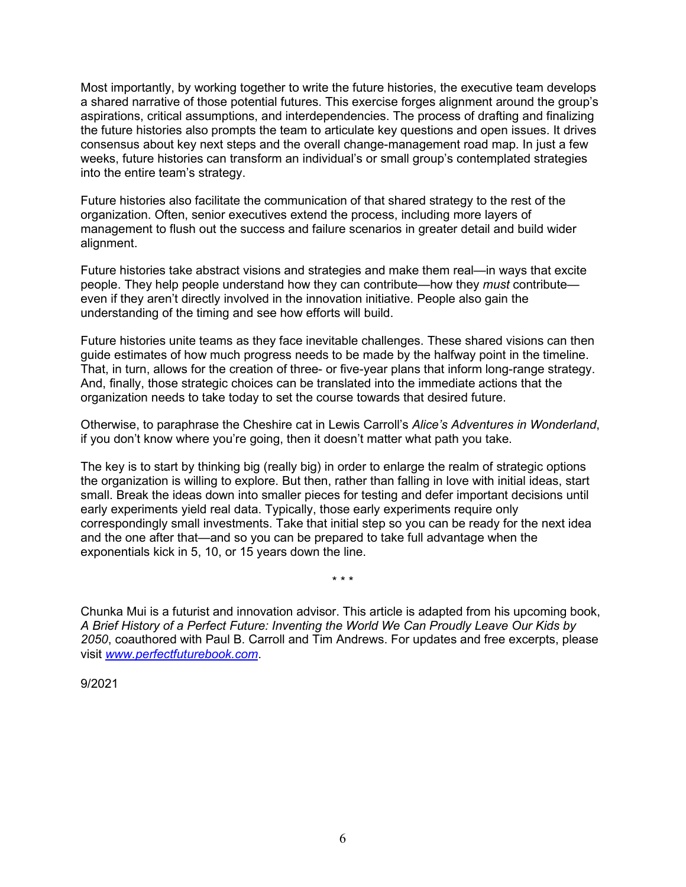Most importantly, by working together to write the future histories, the executive team develops a shared narrative of those potential futures. This exercise forges alignment around the group's aspirations, critical assumptions, and interdependencies. The process of drafting and finalizing the future histories also prompts the team to articulate key questions and open issues. It drives consensus about key next steps and the overall change-management road map. In just a few weeks, future histories can transform an individual's or small group's contemplated strategies into the entire team's strategy.

Future histories also facilitate the communication of that shared strategy to the rest of the organization. Often, senior executives extend the process, including more layers of management to flush out the success and failure scenarios in greater detail and build wider alignment.

Future histories take abstract visions and strategies and make them real—in ways that excite people. They help people understand how they can contribute—how they *must* contribute—even if they aren't directly involved in the innovation initiative. People also gain the understanding of the timing and see how efforts will build.

Future histories unite teams as they face inevitable challenges. These shared visions can then guide estimates of how much progress needs to be made by the halfway point in the timeline. That, in turn, allows for the creation of three- or five-year plans that inform long-range strategy. And, finally, those strategic choices can be translated into the immediate actions that the organization needs to take today to set the course towards that desired future.

Otherwise, to paraphrase the Cheshire cat in Lewis Carroll's *Alice's Adventures in Wonderland*, if you don't know where you're going, then it doesn't matter what path you take.

The key is to start by thinking big (really big) in order to enlarge the realm of strategic options the organization is willing to explore. But then, rather than falling in love with initial ideas, start small. Break the ideas down into smaller pieces for testing and defer important decisions until early experiments yield real data. Typically, those early experiments require only correspondingly small investments. Take that initial step so you can be ready for the next idea and the one after that—and so you can be prepared to take full advantage when the exponentials kick in 5, 10, or 15 years down the line.

\* \* \*

Chunka Mui is a futurist and innovation advisor. This article is adapted from his upcoming book, *A Brief History of a Perfect Future: Inventing the World We Can Proudly Leave Our Kids by 2050*, coauthored with Paul B. Carroll and Tim Andrews. For updates and free excerpts, please visit *www.perfectfuturebook.com*.

9/2021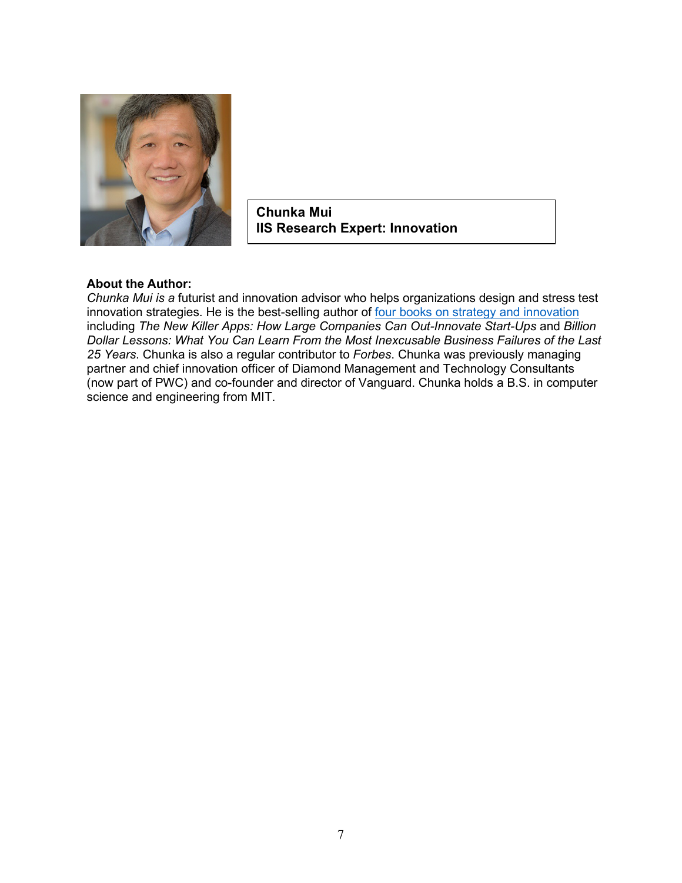**Chunka Mui**
**IIS Research Expert: Innovation**

**About the Author:**
*Chunka Mui is a* futurist and innovation advisor who helps organizations design and stress test innovation strategies. He is the best-selling author of four books on strategy and innovation including *The New Killer Apps: How Large Companies Can Out-Innovate Start-Ups* and *Billion Dollar Lessons: What You Can Learn From the Most Inexcusable Business Failures of the Last 25 Years*. Chunka is also a regular contributor to *Forbes*. Chunka was previously managing partner and chief innovation officer of Diamond Management and Technology Consultants (now part of PWC) and co-founder and director of Vanguard. Chunka holds a B.S. in computer science and engineering from MIT.